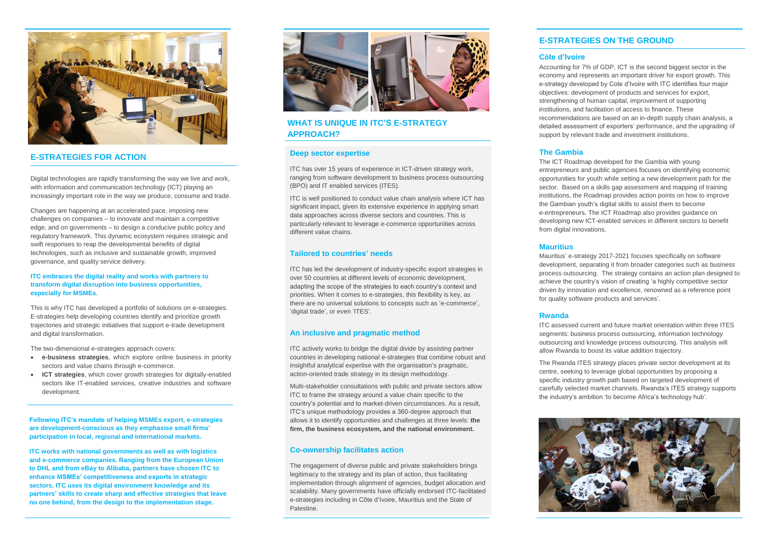## E-STRATEGIES FOR ACTION

Digital technologies are rapidly transforming the way we live and work, with information and communication technology (ICT) playing an increasingly important role in the way we produce, consume and trade.

Changes are happening at an accelerated pace, imposing new challenges on companies – to innovate and maintain a competitive edge, and on governments – to design a conducive public policy and regulatory framework. This dynamic ecosystem requires strategic and swift responses to reap the developmental benefits of digital technologies, such as inclusive and sustainable growth, improved governance, and quality service delivery.

**ITC embraces the digital reality and works with partners to transform digital disruption into business opportunities, especially for MSMEs.**

This is why ITC has developed a portfolio of solutions on e-strategies. E-strategies help developing countries identify and prioritize growth trajectories and strategic initiatives that support e-trade development and digital transformation.

The two-dimensional e-strategies approach covers:

- **e-business strategies**, which explore online business in priority sectors and value chains through e-commerce.
- **ICT strategies**, which cover growth strategies for digitally-enabled sectors like IT-enabled services, creative industries and software development.

**Following ITC's mandate of helping MSMEs export, e-strategies are development-conscious as they emphasise small firms' participation in local, regional and international markets.**

**ITC works with national governments as well as with logistics and e-commerce companies. Ranging from the European Union to DHL and from eBay to Alibaba, partners have chosen ITC to enhance MSMEs' competitiveness and exports in strategic sectors. ITC uses its digital environment knowledge and its partners' skills to create sharp and effective strategies that leave no one behind, from the design to the implementation stage.**

## WHAT IS UNIQUE IN ITC'S E-STRATEGY APPROACH?

### Deep sector expertise

ITC has over 15 years of experience in ICT-driven strategy work, ranging from software development to business process outsourcing (BPO) and IT enabled services (ITES).

ITC is well positioned to conduct value chain analysis where ICT has significant impact, given its extensive experience in applying smart data approaches across diverse sectors and countries. This is particularly relevant to leverage e-commerce opportunities across different value chains.

### Tailored to countries' needs

ITC has led the development of industry-specific export strategies in over 50 countries at different levels of economic development, adapting the scope of the strategies to each country's context and priorities. When it comes to e-strategies, this flexibility is key, as there are no universal solutions to concepts such as 'e-commerce', 'digital trade', or even 'ITES'.

### An inclusive and pragmatic method

ITC actively works to bridge the digital divide by assisting partner countries in developing national e-strategies that combine robust and insightful analytical expertise with the organisation's pragmatic, action-oriented trade strategy in its design methodology.

Multi-stakeholder consultations with public and private sectors allow ITC to frame the strategy around a value chain specific to the country's potential and to market-driven circumstances. As a result, ITC's unique methodology provides a 360-degree approach that allows it to identify opportunities and challenges at three levels: **the firm, the business ecosystem, and the national environment.**

### Co-ownership facilitates action

The engagement of diverse public and private stakeholders brings legitimacy to the strategy and its plan of action, thus facilitating implementation through alignment of agencies, budget allocation and scalability. Many governments have officially endorsed ITC-facilitated e-strategies including in Côte d'Ivoire, Mauritius and the State of Palestine.

## E-STRATEGIES ON THE GROUND

### Côte d'Ivoire

Accounting for 7% of GDP, ICT is the second biggest sector in the economy and represents an important driver for export growth. This e-strategy developed by Cote d'Ivoire with ITC identifies four major objectives: development of products and services for export, strengthening of human capital, improvement of supporting institutions, and facilitation of access to finance. These recommendations are based on an in-depth supply chain analysis, a detailed assessment of exporters' performance, and the upgrading of support by relevant trade and investment institutions.

### The Gambia

The ICT Roadmap developed for the Gambia with young entrepreneurs and public agencies focuses on identifying economic opportunities for youth while setting a new development path for the sector. Based on a skills gap assessment and mapping of training institutions, the Roadmap provides action points on how to improve the Gambian youth's digital skills to assist them to become e-entrepreneurs. The ICT Roadmap also provides guidance on developing new ICT-enabled services in different sectors to benefit from digital innovations.

### Mauritius

Mauritius' e-strategy 2017-2021 focuses specifically on software development, separating it from broader categories such as business process outsourcing. The strategy contains an action plan designed to achieve the country's vision of creating 'a highly competitive sector driven by innovation and excellence, renowned as a reference point for quality software products and services'.

### Rwanda

ITC assessed current and future market orientation within three ITES segments: business process outsourcing, information technology outsourcing and knowledge process outsourcing. This analysis will allow Rwanda to boost its value addition trajectory.

The Rwanda ITES strategy places private sector development at its centre, seeking to leverage global opportunities by proposing a specific industry growth path based on targeted development of carefully selected market channels. Rwanda's ITES strategy supports the industry's ambition 'to become Africa's technology hub'.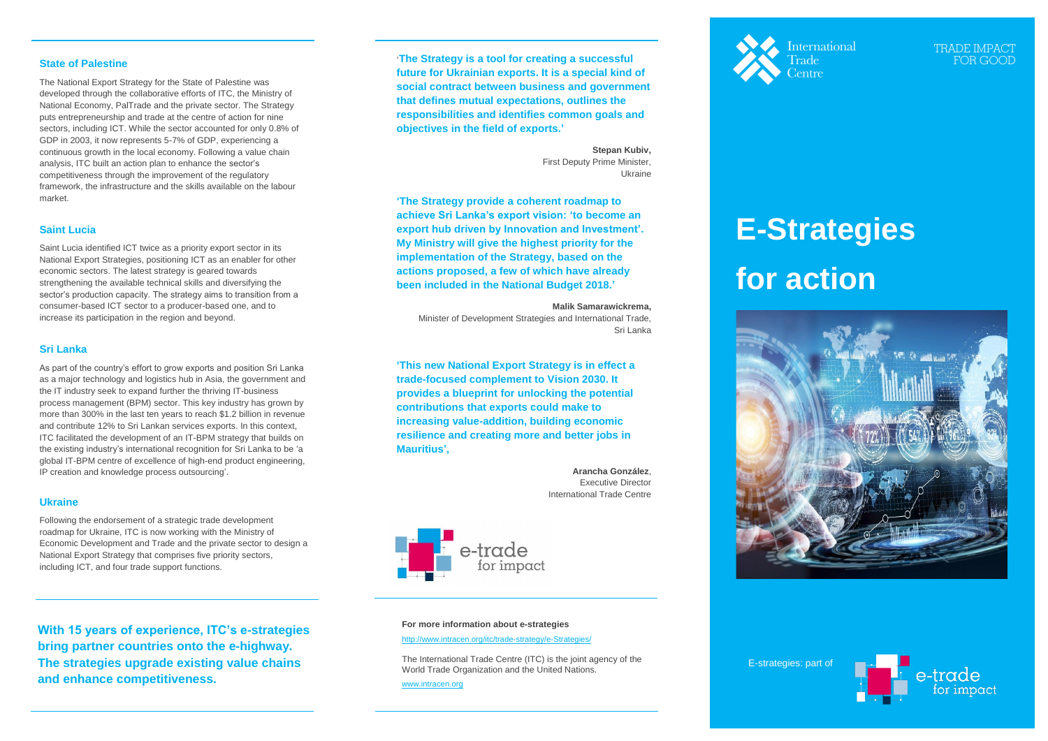### State of Palestine

The National Export Strategy for the State of Palestine was developed through the collaborative efforts of ITC, the Ministry of National Economy, PalTrade and the private sector. The Strategy puts entrepreneurship and trade at the centre of action for nine sectors, including ICT. While the sector accounted for only 0.8% of GDP in 2003, it now represents 5-7% of GDP, experiencing a continuous growth in the local economy. Following a value chain analysis, ITC built an action plan to enhance the sector's competitiveness through the improvement of the regulatory framework, the infrastructure and the skills available on the labour market.

### Saint Lucia

Saint Lucia identified ICT twice as a priority export sector in its National Export Strategies, positioning ICT as an enabler for other economic sectors. The latest strategy is geared towards strengthening the available technical skills and diversifying the sector's production capacity. The strategy aims to transition from a consumer-based ICT sector to a producer-based one, and to increase its participation in the region and beyond.

### Sri Lanka

As part of the country's effort to grow exports and position Sri Lanka as a major technology and logistics hub in Asia, the government and the IT industry seek to expand further the thriving IT-business process management (BPM) sector. This key industry has grown by more than 300% in the last ten years to reach $1.2 billion in revenue and contribute 12% to Sri Lankan services exports. In this context, ITC facilitated the development of an IT-BPM strategy that builds on the existing industry's international recognition for Sri Lanka to be 'a global IT-BPM centre of excellence of high-end product engineering, IP creation and knowledge process outsourcing'.

### Ukraine

Following the endorsement of a strategic trade development roadmap for Ukraine, ITC is now working with the Ministry of Economic Development and Trade and the private sector to design a National Export Strategy that comprises five priority sectors, including ICT, and four trade support functions.

**With 15 years of experience, ITC's e-strategies bring partner countries onto the e-highway. The strategies upgrade existing value chains and enhance competitiveness.**

**'The Strategy is a tool for creating a successful future for Ukrainian exports. It is a special kind of social contract between business and government that defines mutual expectations, outlines the responsibilities and identifies common goals and objectives in the field of exports.'**

**Stepan Kubiv,**
First Deputy Prime Minister,
Ukraine

**'The Strategy provide a coherent roadmap to achieve Sri Lanka's export vision: 'to become an export hub driven by Innovation and Investment'. My Ministry will give the highest priority for the implementation of the Strategy, based on the actions proposed, a few of which have already been included in the National Budget 2018.'**

**Malik Samarawickrema,**
Minister of Development Strategies and International Trade,
Sri Lanka

**'This new National Export Strategy is in effect a trade-focused complement to Vision 2030. It provides a blueprint for unlocking the potential contributions that exports could make to increasing value-addition, building economic resilience and creating more and better jobs in Mauritius',**

**Arancha González**,
Executive Director
International Trade Centre

e-trade for impact

**For more information about e-strategies**

http://www.intracen.org/itc/trade-strategy/e-Strategies/

The International Trade Centre (ITC) is the joint agency of the World Trade Organization and the United Nations.

www.intracen.org

International Trade Centre

TRADE IMPACT FOR GOOD

# E-Strategies for action

E-strategies: part of

e-trade for impact